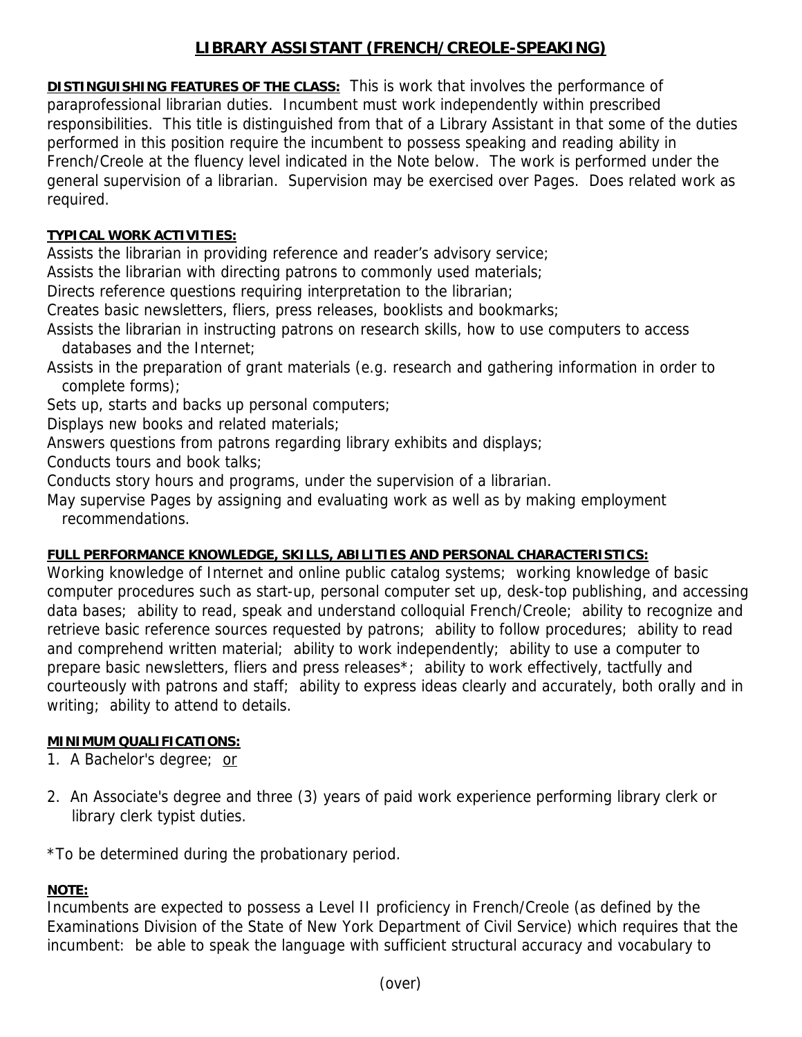# LIBRARY ASSISTANT (FRENCH/CREOLE-SPEAKING)

**DISTINGUISHING FEATURES OF THE CLASS:** This is work that involves the performance of paraprofessional librarian duties. Incumbent must work independently within prescribed responsibilities. This title is distinguished from that of a Library Assistant in that some of the duties performed in this position require the incumbent to possess speaking and reading ability in French/Creole at the fluency level indicated in the Note below. The work is performed under the general supervision of a librarian. Supervision may be exercised over Pages. Does related work as required.

**TYPICAL WORK ACTIVITIES:**

Assists the librarian in providing reference and reader's advisory service;
Assists the librarian with directing patrons to commonly used materials;
Directs reference questions requiring interpretation to the librarian;
Creates basic newsletters, fliers, press releases, booklists and bookmarks;
Assists the librarian in instructing patrons on research skills, how to use computers to access databases and the Internet;
Assists in the preparation of grant materials (e.g. research and gathering information in order to complete forms);
Sets up, starts and backs up personal computers;
Displays new books and related materials;
Answers questions from patrons regarding library exhibits and displays;
Conducts tours and book talks;
Conducts story hours and programs, under the supervision of a librarian.
May supervise Pages by assigning and evaluating work as well as by making employment recommendations.

**FULL PERFORMANCE KNOWLEDGE, SKILLS, ABILITIES AND PERSONAL CHARACTERISTICS:**

Working knowledge of Internet and online public catalog systems; working knowledge of basic computer procedures such as start-up, personal computer set up, desk-top publishing, and accessing data bases; ability to read, speak and understand colloquial French/Creole; ability to recognize and retrieve basic reference sources requested by patrons; ability to follow procedures; ability to read and comprehend written material; ability to work independently; ability to use a computer to prepare basic newsletters, fliers and press releases*; ability to work effectively, tactfully and courteously with patrons and staff; ability to express ideas clearly and accurately, both orally and in writing; ability to attend to details.

**MINIMUM QUALIFICATIONS:**

1. A Bachelor's degree; or

2. An Associate's degree and three (3) years of paid work experience performing library clerk or library clerk typist duties.

*To be determined during the probationary period.

**NOTE:**

Incumbents are expected to possess a Level II proficiency in French/Creole (as defined by the Examinations Division of the State of New York Department of Civil Service) which requires that the incumbent: be able to speak the language with sufficient structural accuracy and vocabulary to

(over)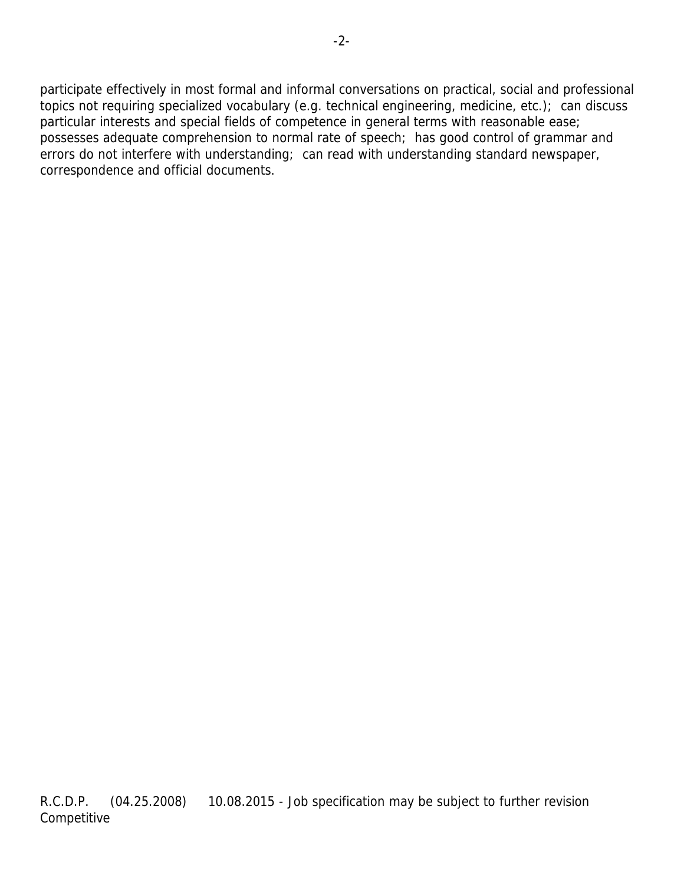participate effectively in most formal and informal conversations on practical, social and professional topics not requiring specialized vocabulary (e.g. technical engineering, medicine, etc.); can discuss particular interests and special fields of competence in general terms with reasonable ease; possesses adequate comprehension to normal rate of speech; has good control of grammar and errors do not interfere with understanding; can read with understanding standard newspaper, correspondence and official documents.

R.C.D.P. (04.25.2008) 10.08.2015 - Job specification may be subject to further revision
Competitive